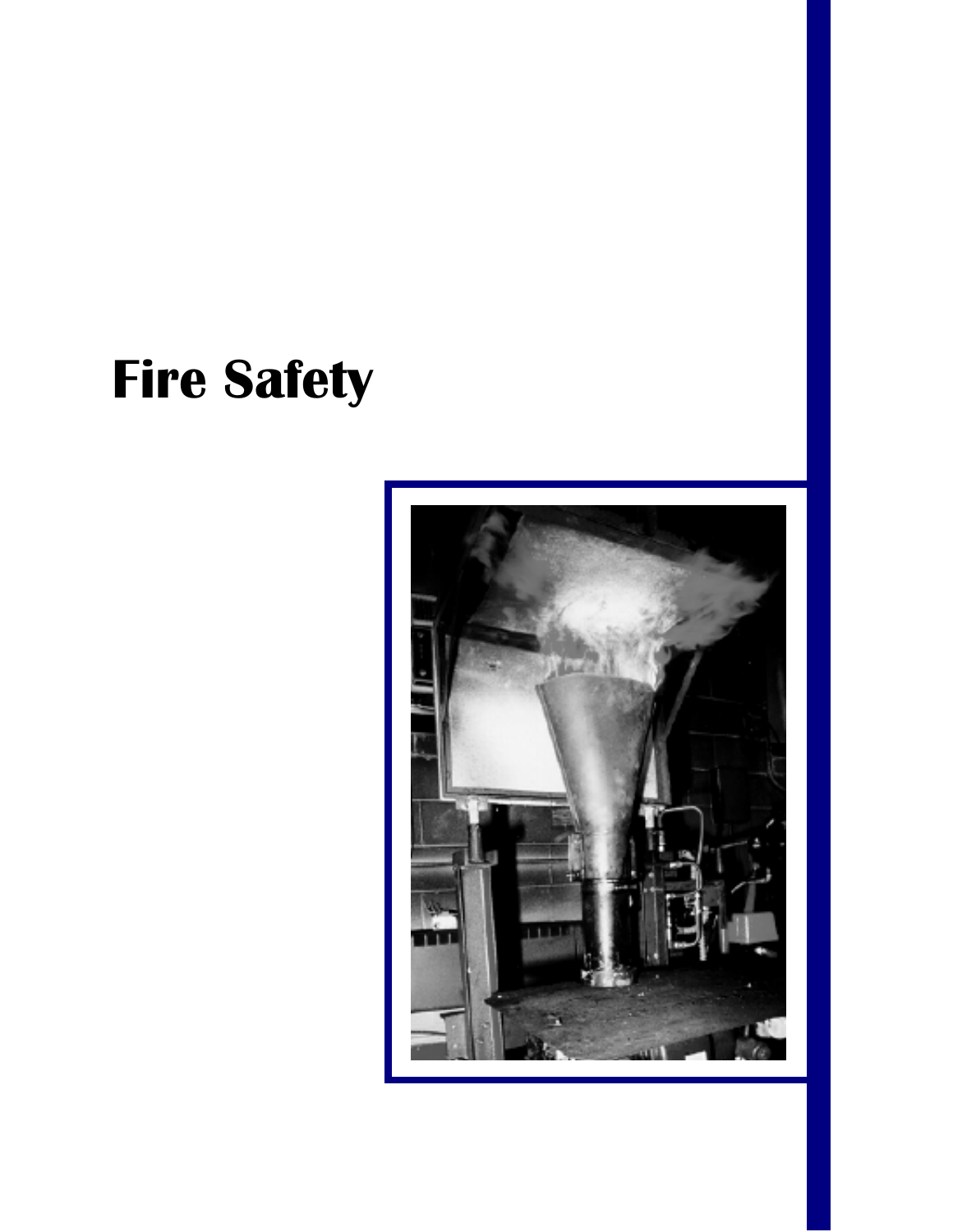# Fire Safety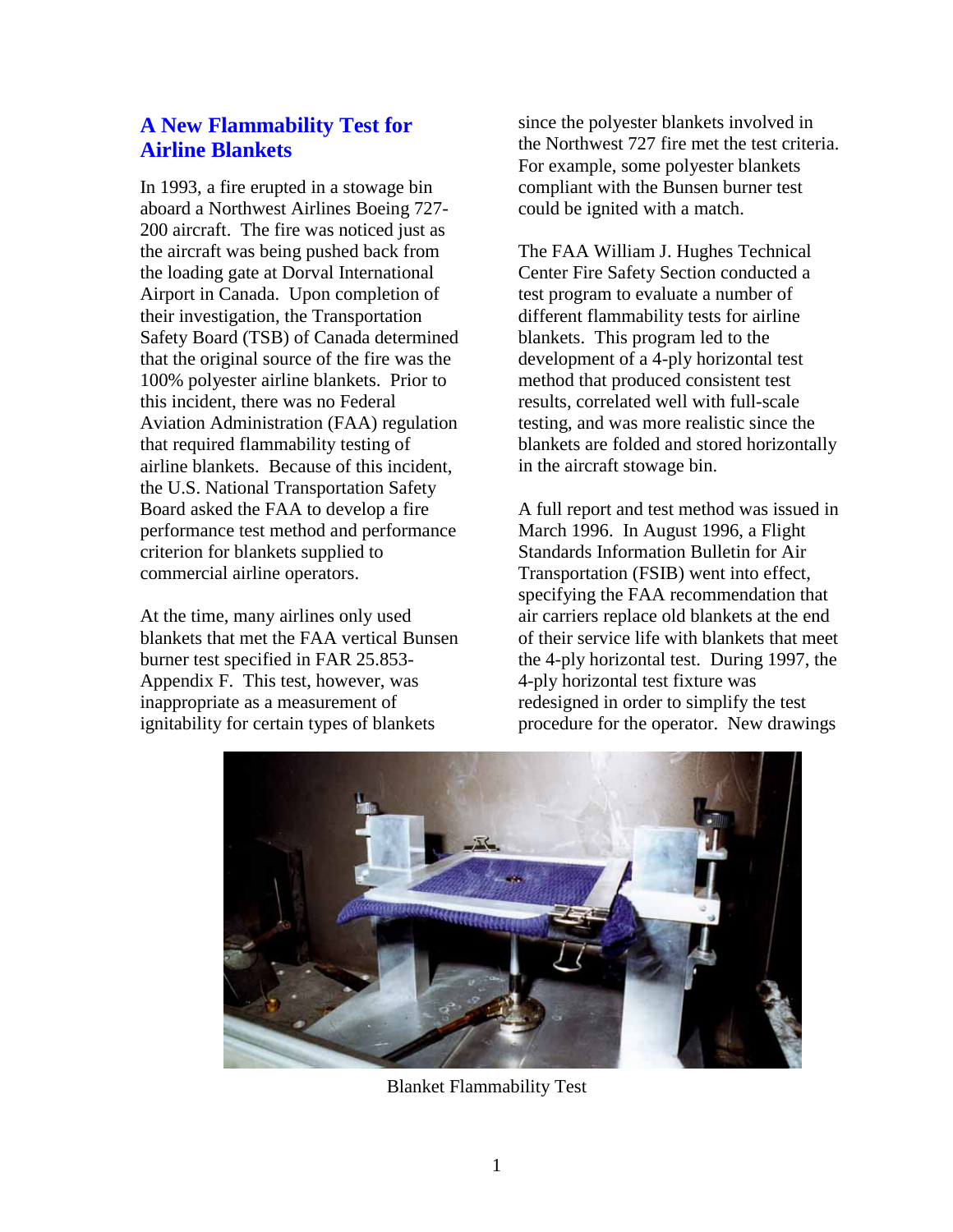## A New Flammability Test for Airline Blankets

In 1993, a fire erupted in a stowage bin aboard a Northwest Airlines Boeing 727-200 aircraft. The fire was noticed just as the aircraft was being pushed back from the loading gate at Dorval International Airport in Canada. Upon completion of their investigation, the Transportation Safety Board (TSB) of Canada determined that the original source of the fire was the 100% polyester airline blankets. Prior to this incident, there was no Federal Aviation Administration (FAA) regulation that required flammability testing of airline blankets. Because of this incident, the U.S. National Transportation Safety Board asked the FAA to develop a fire performance test method and performance criterion for blankets supplied to commercial airline operators.

At the time, many airlines only used blankets that met the FAA vertical Bunsen burner test specified in FAR 25.853-Appendix F. This test, however, was inappropriate as a measurement of ignitability for certain types of blankets since the polyester blankets involved in the Northwest 727 fire met the test criteria. For example, some polyester blankets compliant with the Bunsen burner test could be ignited with a match.

The FAA William J. Hughes Technical Center Fire Safety Section conducted a test program to evaluate a number of different flammability tests for airline blankets. This program led to the development of a 4-ply horizontal test method that produced consistent test results, correlated well with full-scale testing, and was more realistic since the blankets are folded and stored horizontally in the aircraft stowage bin.

A full report and test method was issued in March 1996. In August 1996, a Flight Standards Information Bulletin for Air Transportation (FSIB) went into effect, specifying the FAA recommendation that air carriers replace old blankets at the end of their service life with blankets that meet the 4-ply horizontal test. During 1997, the 4-ply horizontal test fixture was redesigned in order to simplify the test procedure for the operator. New drawings

Blanket Flammability Test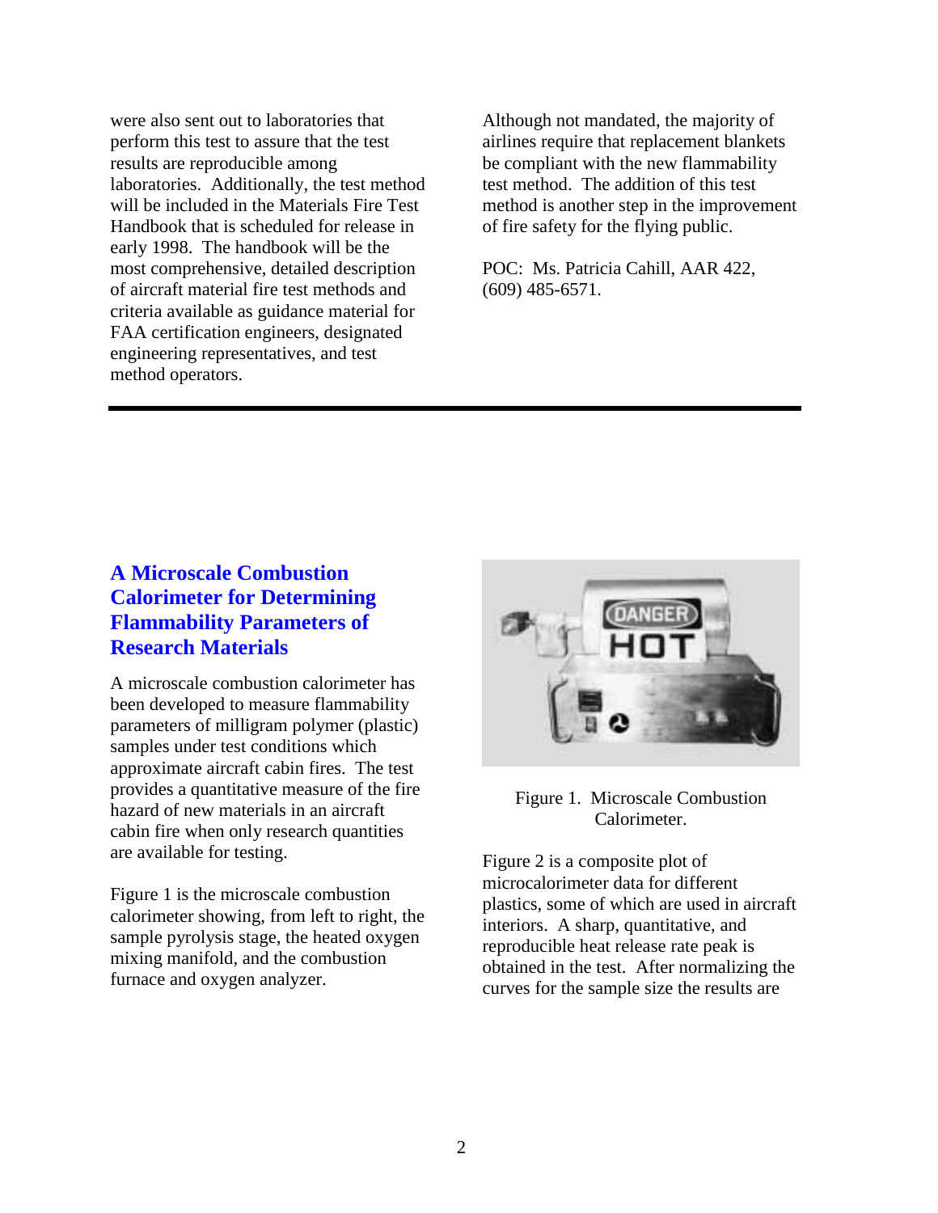were also sent out to laboratories that perform this test to assure that the test results are reproducible among laboratories. Additionally, the test method will be included in the Materials Fire Test Handbook that is scheduled for release in early 1998. The handbook will be the most comprehensive, detailed description of aircraft material fire test methods and criteria available as guidance material for FAA certification engineers, designated engineering representatives, and test method operators.

Although not mandated, the majority of airlines require that replacement blankets be compliant with the new flammability test method. The addition of this test method is another step in the improvement of fire safety for the flying public.

POC: Ms. Patricia Cahill, AAR 422, (609) 485-6571.

---

## A Microscale Combustion Calorimeter for Determining Flammability Parameters of Research Materials

A microscale combustion calorimeter has been developed to measure flammability parameters of milligram polymer (plastic) samples under test conditions which approximate aircraft cabin fires. The test provides a quantitative measure of the fire hazard of new materials in an aircraft cabin fire when only research quantities are available for testing.

Figure 1 is the microscale combustion calorimeter showing, from left to right, the sample pyrolysis stage, the heated oxygen mixing manifold, and the combustion furnace and oxygen analyzer.

Figure 1. Microscale Combustion Calorimeter.

Figure 2 is a composite plot of microcalorimeter data for different plastics, some of which are used in aircraft interiors. A sharp, quantitative, and reproducible heat release rate peak is obtained in the test. After normalizing the curves for the sample size the results are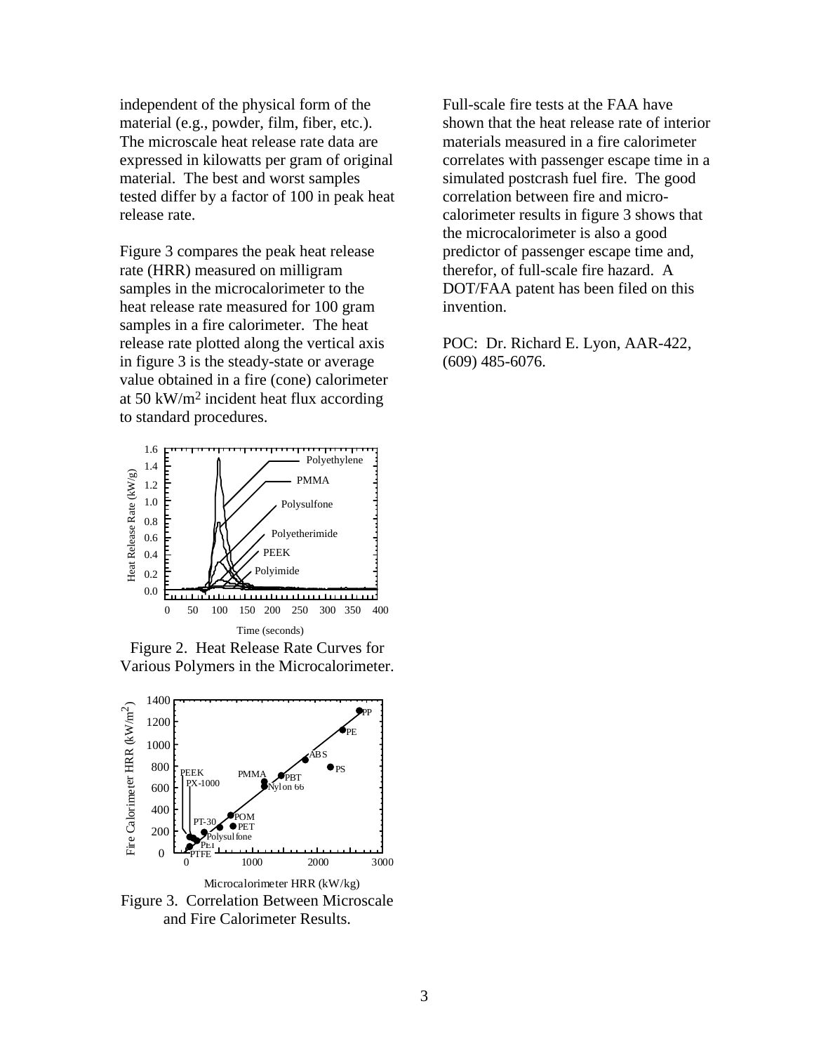independent of the physical form of the material (e.g., powder, film, fiber, etc.). The microscale heat release rate data are expressed in kilowatts per gram of original material. The best and worst samples tested differ by a factor of 100 in peak heat release rate.

Figure 3 compares the peak heat release rate (HRR) measured on milligram samples in the microcalorimeter to the heat release rate measured for 100 gram samples in a fire calorimeter. The heat release rate plotted along the vertical axis in figure 3 is the steady-state or average value obtained in a fire (cone) calorimeter at 50 $kW/m^2$ incident heat flux according to standard procedures.

Figure 2. Heat Release Rate Curves for Various Polymers in the Microcalorimeter.

Figure 3. Correlation Between Microscale and Fire Calorimeter Results.

Full-scale fire tests at the FAA have shown that the heat release rate of interior materials measured in a fire calorimeter correlates with passenger escape time in a simulated postcrash fuel fire. The good correlation between fire and micro-calorimeter results in figure 3 shows that the microcalorimeter is also a good predictor of passenger escape time and, therefor, of full-scale fire hazard. A DOT/FAA patent has been filed on this invention.

POC: Dr. Richard E. Lyon, AAR-422, (609) 485-6076.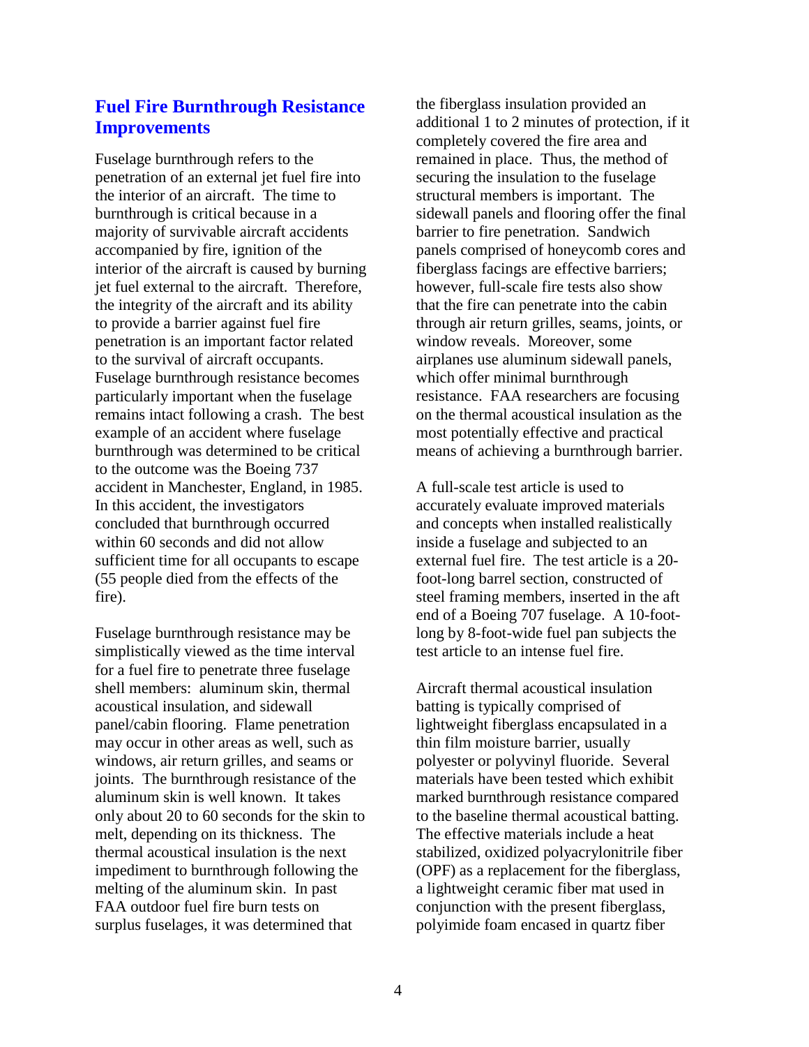## Fuel Fire Burnthrough Resistance Improvements

Fuselage burnthrough refers to the penetration of an external jet fuel fire into the interior of an aircraft. The time to burnthrough is critical because in a majority of survivable aircraft accidents accompanied by fire, ignition of the interior of the aircraft is caused by burning jet fuel external to the aircraft. Therefore, the integrity of the aircraft and its ability to provide a barrier against fuel fire penetration is an important factor related to the survival of aircraft occupants. Fuselage burnthrough resistance becomes particularly important when the fuselage remains intact following a crash. The best example of an accident where fuselage burnthrough was determined to be critical to the outcome was the Boeing 737 accident in Manchester, England, in 1985. In this accident, the investigators concluded that burnthrough occurred within 60 seconds and did not allow sufficient time for all occupants to escape (55 people died from the effects of the fire).

Fuselage burnthrough resistance may be simplistically viewed as the time interval for a fuel fire to penetrate three fuselage shell members: aluminum skin, thermal acoustical insulation, and sidewall panel/cabin flooring. Flame penetration may occur in other areas as well, such as windows, air return grilles, and seams or joints. The burnthrough resistance of the aluminum skin is well known. It takes only about 20 to 60 seconds for the skin to melt, depending on its thickness. The thermal acoustical insulation is the next impediment to burnthrough following the melting of the aluminum skin. In past FAA outdoor fuel fire burn tests on surplus fuselages, it was determined that the fiberglass insulation provided an additional 1 to 2 minutes of protection, if it completely covered the fire area and remained in place. Thus, the method of securing the insulation to the fuselage structural members is important. The sidewall panels and flooring offer the final barrier to fire penetration. Sandwich panels comprised of honeycomb cores and fiberglass facings are effective barriers; however, full-scale fire tests also show that the fire can penetrate into the cabin through air return grilles, seams, joints, or window reveals. Moreover, some airplanes use aluminum sidewall panels, which offer minimal burnthrough resistance. FAA researchers are focusing on the thermal acoustical insulation as the most potentially effective and practical means of achieving a burnthrough barrier.

A full-scale test article is used to accurately evaluate improved materials and concepts when installed realistically inside a fuselage and subjected to an external fuel fire. The test article is a 20-foot-long barrel section, constructed of steel framing members, inserted in the aft end of a Boeing 707 fuselage. A 10-foot-long by 8-foot-wide fuel pan subjects the test article to an intense fuel fire.

Aircraft thermal acoustical insulation batting is typically comprised of lightweight fiberglass encapsulated in a thin film moisture barrier, usually polyester or polyvinyl fluoride. Several materials have been tested which exhibit marked burnthrough resistance compared to the baseline thermal acoustical batting. The effective materials include a heat stabilized, oxidized polyacrylonitrile fiber (OPF) as a replacement for the fiberglass, a lightweight ceramic fiber mat used in conjunction with the present fiberglass, polyimide foam encased in quartz fiber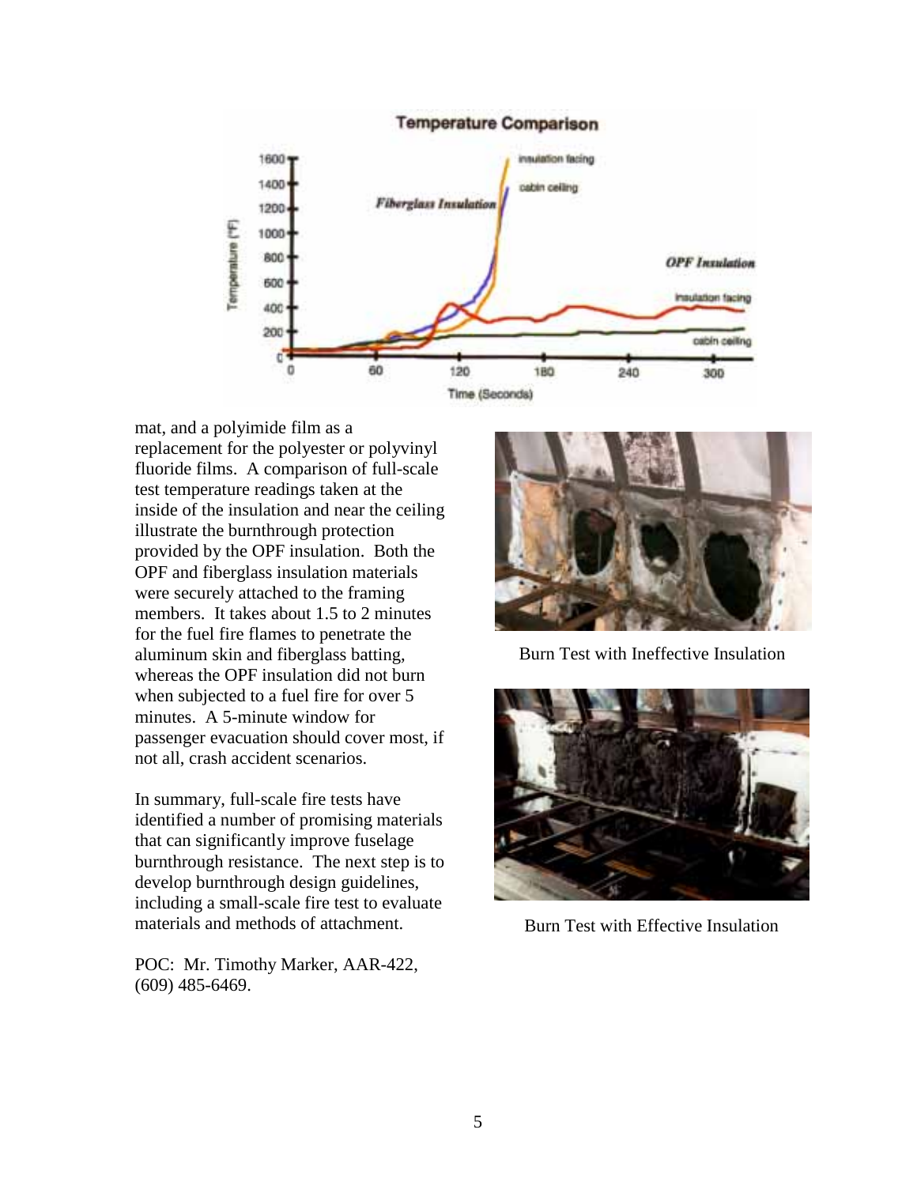mat, and a polyimide film as a replacement for the polyester or polyvinyl fluoride films. A comparison of full-scale test temperature readings taken at the inside of the insulation and near the ceiling illustrate the burnthrough protection provided by the OPF insulation. Both the OPF and fiberglass insulation materials were securely attached to the framing members. It takes about 1.5 to 2 minutes for the fuel fire flames to penetrate the aluminum skin and fiberglass batting, whereas the OPF insulation did not burn when subjected to a fuel fire for over 5 minutes. A 5-minute window for passenger evacuation should cover most, if not all, crash accident scenarios.

Burn Test with Ineffective Insulation

Burn Test with Effective Insulation

In summary, full-scale fire tests have identified a number of promising materials that can significantly improve fuselage burnthrough resistance. The next step is to develop burnthrough design guidelines, including a small-scale fire test to evaluate materials and methods of attachment.

POC: Mr. Timothy Marker, AAR-422, (609) 485-6469.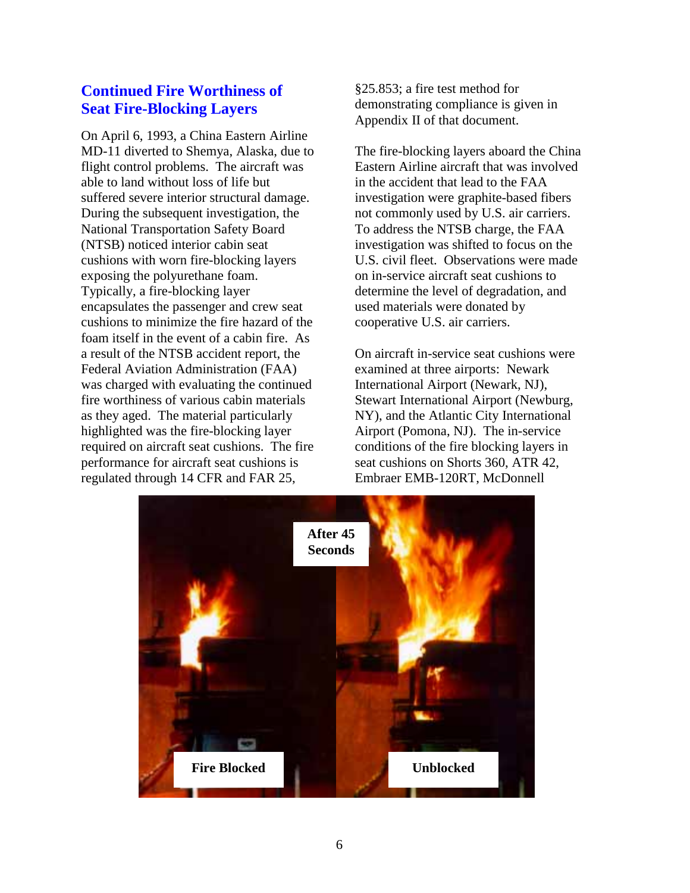## Continued Fire Worthiness of Seat Fire-Blocking Layers

On April 6, 1993, a China Eastern Airline MD-11 diverted to Shemya, Alaska, due to flight control problems. The aircraft was able to land without loss of life but suffered severe interior structural damage. During the subsequent investigation, the National Transportation Safety Board (NTSB) noticed interior cabin seat cushions with worn fire-blocking layers exposing the polyurethane foam. Typically, a fire-blocking layer encapsulates the passenger and crew seat cushions to minimize the fire hazard of the foam itself in the event of a cabin fire. As a result of the NTSB accident report, the Federal Aviation Administration (FAA) was charged with evaluating the continued fire worthiness of various cabin materials as they aged. The material particularly highlighted was the fire-blocking layer required on aircraft seat cushions. The fire performance for aircraft seat cushions is regulated through 14 CFR and FAR 25, §25.853; a fire test method for demonstrating compliance is given in Appendix II of that document.

The fire-blocking layers aboard the China Eastern Airline aircraft that was involved in the accident that lead to the FAA investigation were graphite-based fibers not commonly used by U.S. air carriers. To address the NTSB charge, the FAA investigation was shifted to focus on the U.S. civil fleet. Observations were made on in-service aircraft seat cushions to determine the level of degradation, and used materials were donated by cooperative U.S. air carriers.

On aircraft in-service seat cushions were examined at three airports: Newark International Airport (Newark, NJ), Stewart International Airport (Newburg, NY), and the Atlantic City International Airport (Pomona, NJ). The in-service conditions of the fire blocking layers in seat cushions on Shorts 360, ATR 42, Embraer EMB-120RT, McDonnell

After 45 Seconds

Fire Blocked

Unblocked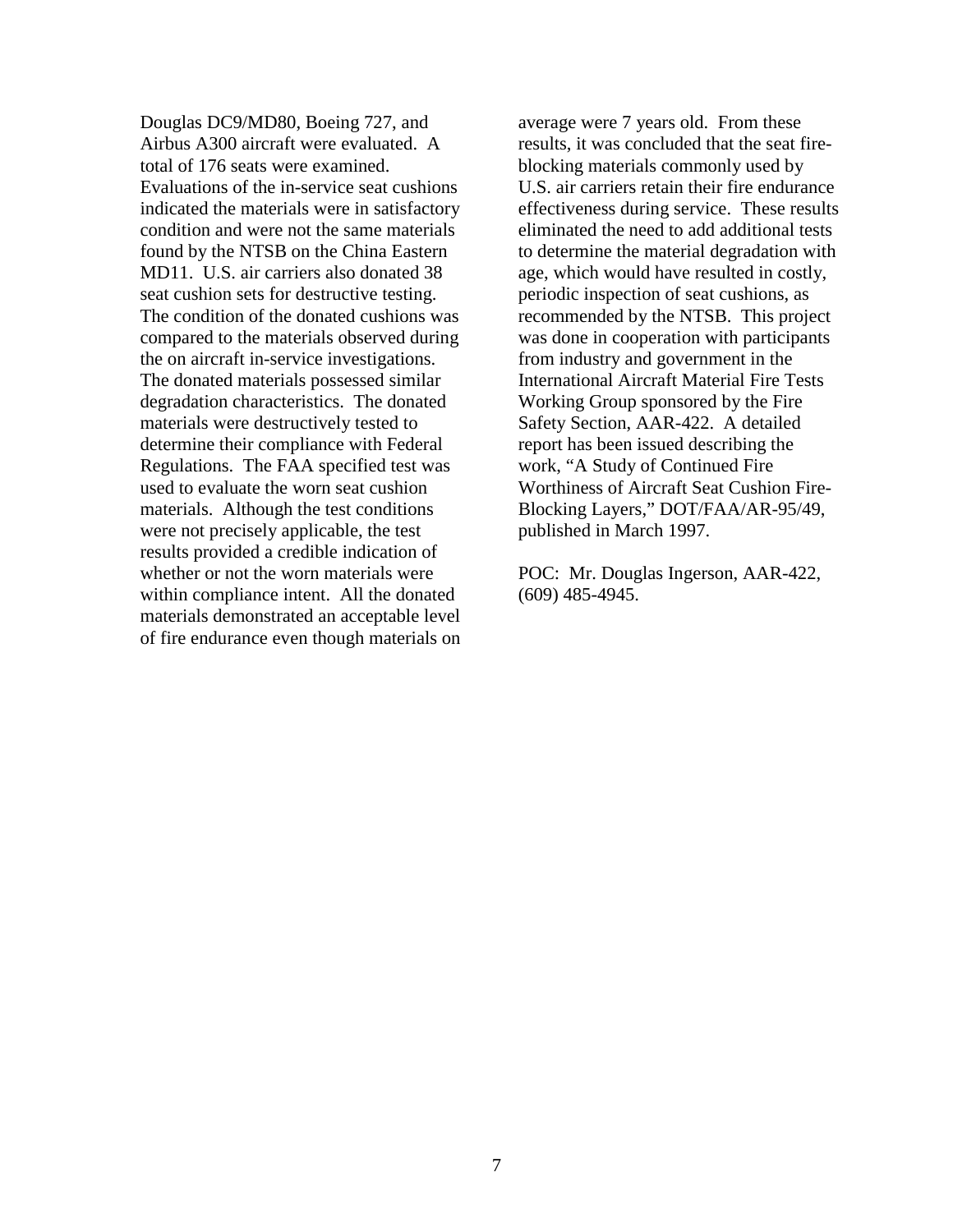Douglas DC9/MD80, Boeing 727, and Airbus A300 aircraft were evaluated. A total of 176 seats were examined. Evaluations of the in-service seat cushions indicated the materials were in satisfactory condition and were not the same materials found by the NTSB on the China Eastern MD11. U.S. air carriers also donated 38 seat cushion sets for destructive testing. The condition of the donated cushions was compared to the materials observed during the on aircraft in-service investigations. The donated materials possessed similar degradation characteristics. The donated materials were destructively tested to determine their compliance with Federal Regulations. The FAA specified test was used to evaluate the worn seat cushion materials. Although the test conditions were not precisely applicable, the test results provided a credible indication of whether or not the worn materials were within compliance intent. All the donated materials demonstrated an acceptable level of fire endurance even though materials on average were 7 years old. From these results, it was concluded that the seat fire-blocking materials commonly used by U.S. air carriers retain their fire endurance effectiveness during service. These results eliminated the need to add additional tests to determine the material degradation with age, which would have resulted in costly, periodic inspection of seat cushions, as recommended by the NTSB. This project was done in cooperation with participants from industry and government in the International Aircraft Material Fire Tests Working Group sponsored by the Fire Safety Section, AAR-422. A detailed report has been issued describing the work, "A Study of Continued Fire Worthiness of Aircraft Seat Cushion Fire-Blocking Layers," DOT/FAA/AR-95/49, published in March 1997.

POC: Mr. Douglas Ingerson, AAR-422, (609) 485-4945.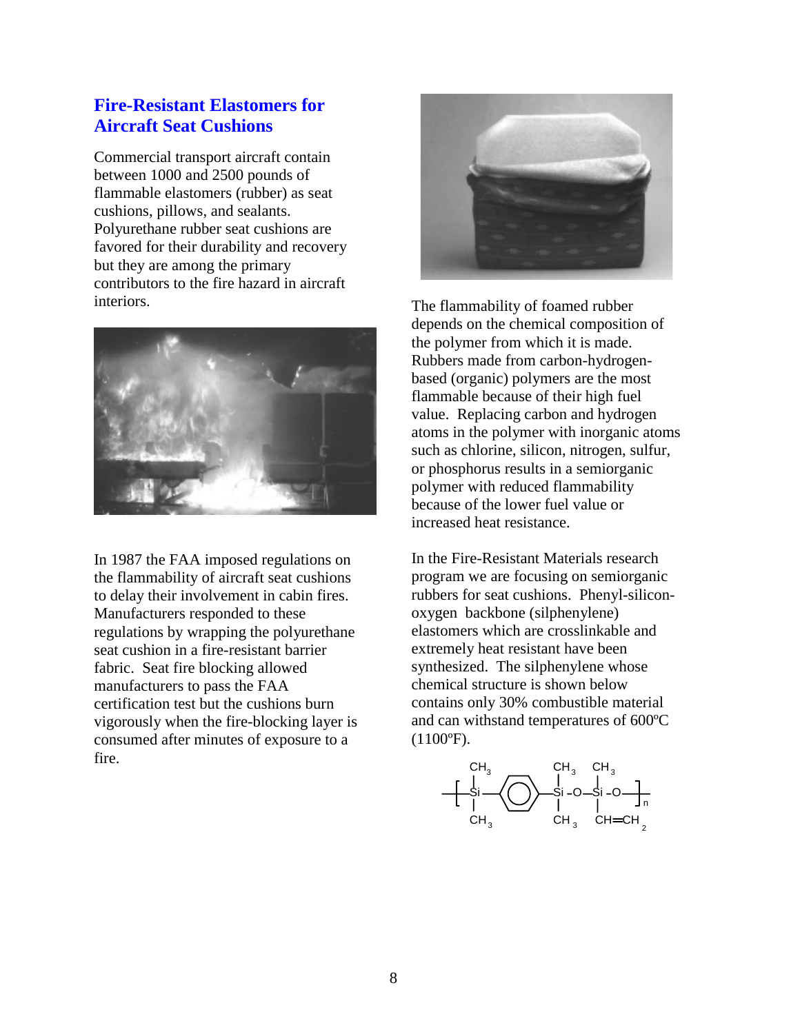## Fire-Resistant Elastomers for Aircraft Seat Cushions

Commercial transport aircraft contain between 1000 and 2500 pounds of flammable elastomers (rubber) as seat cushions, pillows, and sealants. Polyurethane rubber seat cushions are favored for their durability and recovery but they are among the primary contributors to the fire hazard in aircraft interiors.

In 1987 the FAA imposed regulations on the flammability of aircraft seat cushions to delay their involvement in cabin fires. Manufacturers responded to these regulations by wrapping the polyurethane seat cushion in a fire-resistant barrier fabric. Seat fire blocking allowed manufacturers to pass the FAA certification test but the cushions burn vigorously when the fire-blocking layer is consumed after minutes of exposure to a fire.

The flammability of foamed rubber depends on the chemical composition of the polymer from which it is made. Rubbers made from carbon-hydrogen-based (organic) polymers are the most flammable because of their high fuel value. Replacing carbon and hydrogen atoms in the polymer with inorganic atoms such as chlorine, silicon, nitrogen, sulfur, or phosphorus results in a semiorganic polymer with reduced flammability because of the lower fuel value or increased heat resistance.

In the Fire-Resistant Materials research program we are focusing on semiorganic rubbers for seat cushions. Phenyl-silicon-oxygen backbone (silphenylene) elastomers which are crosslinkable and extremely heat resistant have been synthesized. The silphenylene whose chemical structure is shown below contains only 30% combustible material and can withstand temperatures of 600ºC (1100ºF).

$$-\!\!\left[\, Si(CH_3)_2 - C_6H_4 - Si(CH_3)_2 - O - Si(CH_3)(CH{=}CH_2) - O \,\right]_n\!\!-$$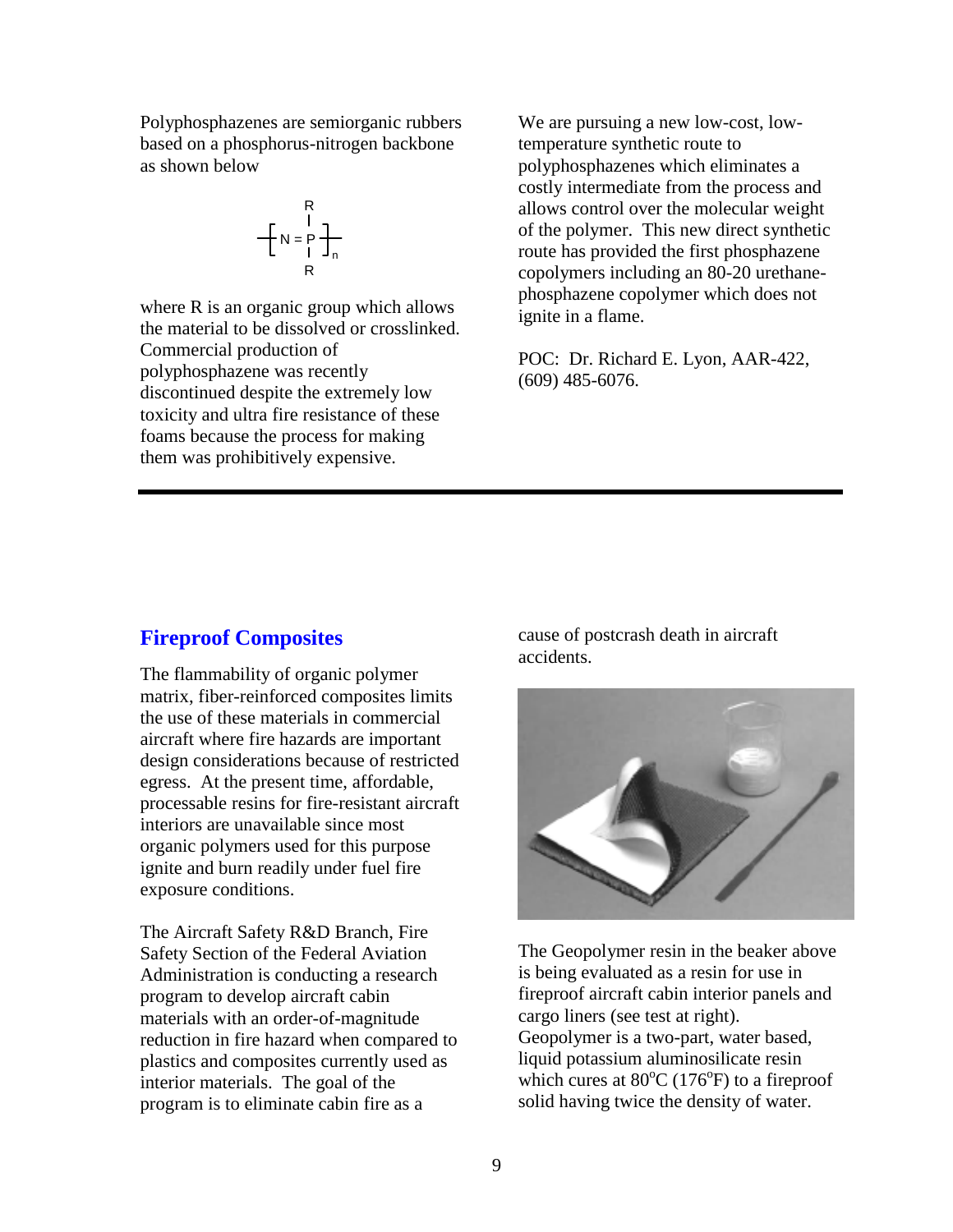Polyphosphazenes are semiorganic rubbers based on a phosphorus-nitrogen backbone as shown below

$$\left[ N = \underset{R}{\overset{R}{\underset{|}{\overset{|}{P}}}} \right]_n$$

where R is an organic group which allows the material to be dissolved or crosslinked. Commercial production of polyphosphazene was recently discontinued despite the extremely low toxicity and ultra fire resistance of these foams because the process for making them was prohibitively expensive.

We are pursuing a new low-cost, low-temperature synthetic route to polyphosphazenes which eliminates a costly intermediate from the process and allows control over the molecular weight of the polymer. This new direct synthetic route has provided the first phosphazene copolymers including an 80-20 urethane-phosphazene copolymer which does not ignite in a flame.

POC: Dr. Richard E. Lyon, AAR-422, (609) 485-6076.

---

## Fireproof Composites

The flammability of organic polymer matrix, fiber-reinforced composites limits the use of these materials in commercial aircraft where fire hazards are important design considerations because of restricted egress. At the present time, affordable, processable resins for fire-resistant aircraft interiors are unavailable since most organic polymers used for this purpose ignite and burn readily under fuel fire exposure conditions.

The Aircraft Safety R&D Branch, Fire Safety Section of the Federal Aviation Administration is conducting a research program to develop aircraft cabin materials with an order-of-magnitude reduction in fire hazard when compared to plastics and composites currently used as interior materials. The goal of the program is to eliminate cabin fire as a cause of postcrash death in aircraft accidents.

The Geopolymer resin in the beaker above is being evaluated as a resin for use in fireproof aircraft cabin interior panels and cargo liners (see test at right). Geopolymer is a two-part, water based, liquid potassium aluminosilicate resin which cures at $80^oC$ ($176^oF$) to a fireproof solid having twice the density of water.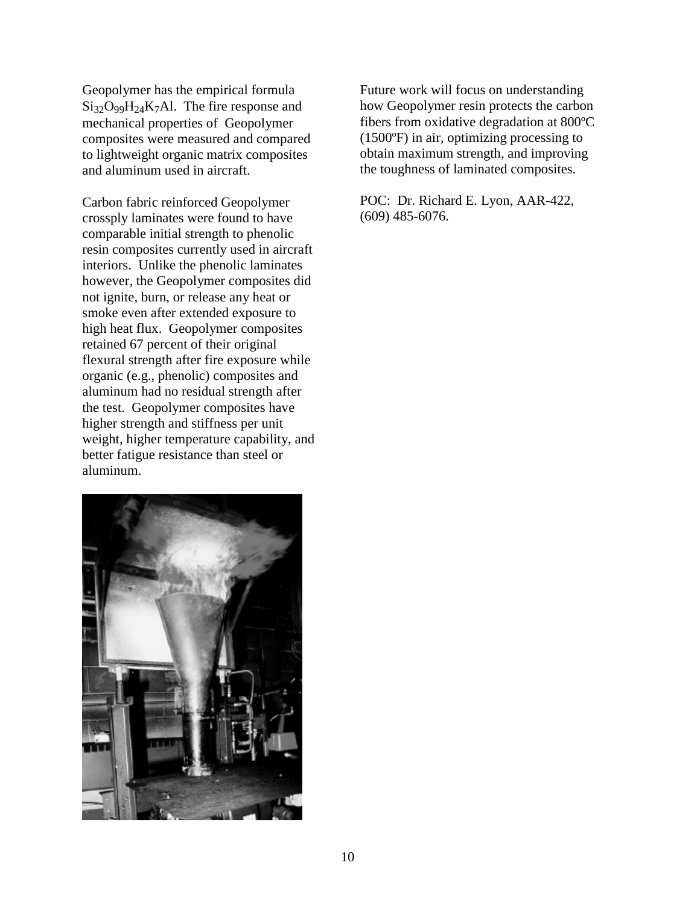Geopolymer has the empirical formula $Si_{32}O_{99}H_{24}K_7Al$. The fire response and mechanical properties of Geopolymer composites were measured and compared to lightweight organic matrix composites and aluminum used in aircraft.

Carbon fabric reinforced Geopolymer crossply laminates were found to have comparable initial strength to phenolic resin composites currently used in aircraft interiors. Unlike the phenolic laminates however, the Geopolymer composites did not ignite, burn, or release any heat or smoke even after extended exposure to high heat flux. Geopolymer composites retained 67 percent of their original flexural strength after fire exposure while organic (e.g., phenolic) composites and aluminum had no residual strength after the test. Geopolymer composites have higher strength and stiffness per unit weight, higher temperature capability, and better fatigue resistance than steel or aluminum.

Future work will focus on understanding how Geopolymer resin protects the carbon fibers from oxidative degradation at 800ºC (1500ºF) in air, optimizing processing to obtain maximum strength, and improving the toughness of laminated composites.

POC: Dr. Richard E. Lyon, AAR-422, (609) 485-6076.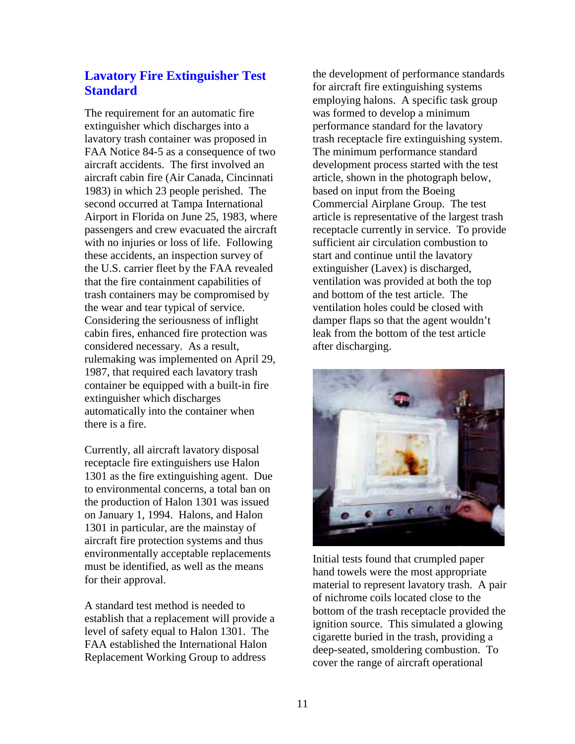## Lavatory Fire Extinguisher Test Standard

The requirement for an automatic fire extinguisher which discharges into a lavatory trash container was proposed in FAA Notice 84-5 as a consequence of two aircraft accidents. The first involved an aircraft cabin fire (Air Canada, Cincinnati 1983) in which 23 people perished. The second occurred at Tampa International Airport in Florida on June 25, 1983, where passengers and crew evacuated the aircraft with no injuries or loss of life. Following these accidents, an inspection survey of the U.S. carrier fleet by the FAA revealed that the fire containment capabilities of trash containers may be compromised by the wear and tear typical of service. Considering the seriousness of inflight cabin fires, enhanced fire protection was considered necessary. As a result, rulemaking was implemented on April 29, 1987, that required each lavatory trash container be equipped with a built-in fire extinguisher which discharges automatically into the container when there is a fire.

Currently, all aircraft lavatory disposal receptacle fire extinguishers use Halon 1301 as the fire extinguishing agent. Due to environmental concerns, a total ban on the production of Halon 1301 was issued on January 1, 1994. Halons, and Halon 1301 in particular, are the mainstay of aircraft fire protection systems and thus environmentally acceptable replacements must be identified, as well as the means for their approval.

A standard test method is needed to establish that a replacement will provide a level of safety equal to Halon 1301. The FAA established the International Halon Replacement Working Group to address the development of performance standards for aircraft fire extinguishing systems employing halons. A specific task group was formed to develop a minimum performance standard for the lavatory trash receptacle fire extinguishing system. The minimum performance standard development process started with the test article, shown in the photograph below, based on input from the Boeing Commercial Airplane Group. The test article is representative of the largest trash receptacle currently in service. To provide sufficient air circulation combustion to start and continue until the lavatory extinguisher (Lavex) is discharged, ventilation was provided at both the top and bottom of the test article. The ventilation holes could be closed with damper flaps so that the agent wouldn't leak from the bottom of the test article after discharging.

Initial tests found that crumpled paper hand towels were the most appropriate material to represent lavatory trash. A pair of nichrome coils located close to the bottom of the trash receptacle provided the ignition source. This simulated a glowing cigarette buried in the trash, providing a deep-seated, smoldering combustion. To cover the range of aircraft operational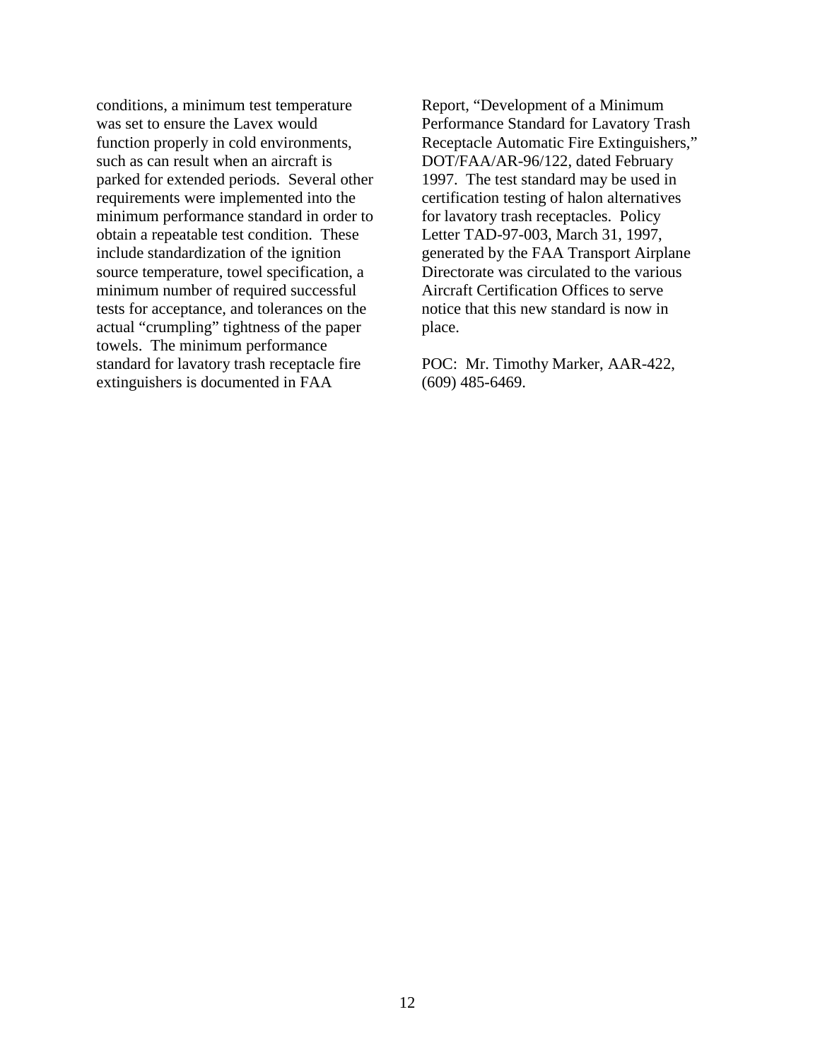conditions, a minimum test temperature was set to ensure the Lavex would function properly in cold environments, such as can result when an aircraft is parked for extended periods. Several other requirements were implemented into the minimum performance standard in order to obtain a repeatable test condition. These include standardization of the ignition source temperature, towel specification, a minimum number of required successful tests for acceptance, and tolerances on the actual "crumpling" tightness of the paper towels. The minimum performance standard for lavatory trash receptacle fire extinguishers is documented in FAA Report, "Development of a Minimum Performance Standard for Lavatory Trash Receptacle Automatic Fire Extinguishers," DOT/FAA/AR-96/122, dated February 1997. The test standard may be used in certification testing of halon alternatives for lavatory trash receptacles. Policy Letter TAD-97-003, March 31, 1997, generated by the FAA Transport Airplane Directorate was circulated to the various Aircraft Certification Offices to serve notice that this new standard is now in place.

POC: Mr. Timothy Marker, AAR-422, (609) 485-6469.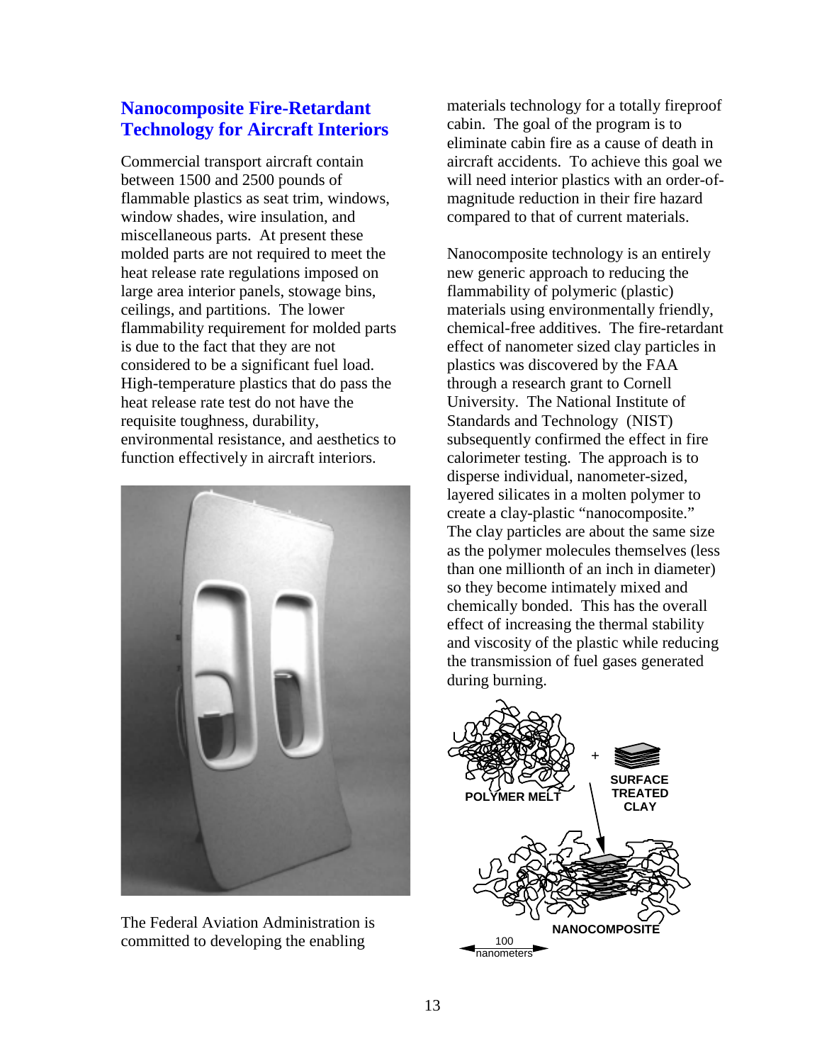## Nanocomposite Fire-Retardant Technology for Aircraft Interiors

Commercial transport aircraft contain between 1500 and 2500 pounds of flammable plastics as seat trim, windows, window shades, wire insulation, and miscellaneous parts. At present these molded parts are not required to meet the heat release rate regulations imposed on large area interior panels, stowage bins, ceilings, and partitions. The lower flammability requirement for molded parts is due to the fact that they are not considered to be a significant fuel load. High-temperature plastics that do pass the heat release rate test do not have the requisite toughness, durability, environmental resistance, and aesthetics to function effectively in aircraft interiors.

The Federal Aviation Administration is committed to developing the enabling materials technology for a totally fireproof cabin. The goal of the program is to eliminate cabin fire as a cause of death in aircraft accidents. To achieve this goal we will need interior plastics with an order-of-magnitude reduction in their fire hazard compared to that of current materials.

Nanocomposite technology is an entirely new generic approach to reducing the flammability of polymeric (plastic) materials using environmentally friendly, chemical-free additives. The fire-retardant effect of nanometer sized clay particles in plastics was discovered by the FAA through a research grant to Cornell University. The National Institute of Standards and Technology (NIST) subsequently confirmed the effect in fire calorimeter testing. The approach is to disperse individual, nanometer-sized, layered silicates in a molten polymer to create a clay-plastic "nanocomposite." The clay particles are about the same size as the polymer molecules themselves (less than one millionth of an inch in diameter) so they become intimately mixed and chemically bonded. This has the overall effect of increasing the thermal stability and viscosity of the plastic while reducing the transmission of fuel gases generated during burning.

POLYMER MELT + SURFACE TREATED CLAY → NANOCOMPOSITE

100 nanometers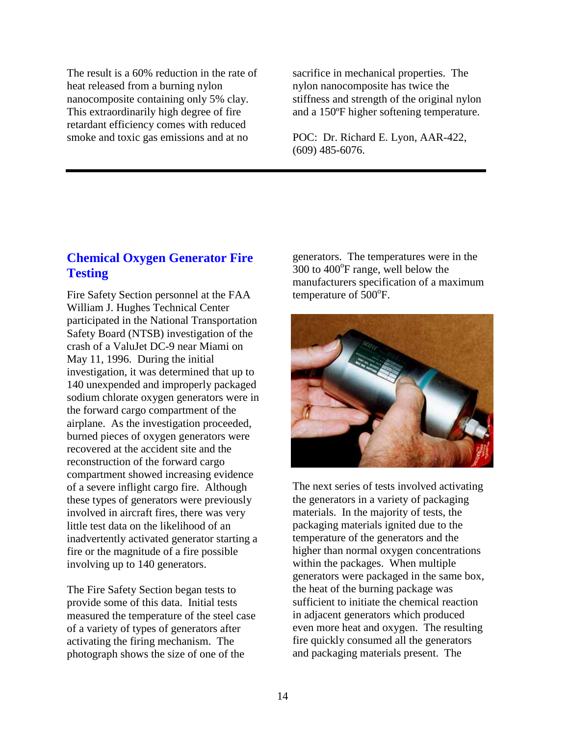The result is a 60% reduction in the rate of heat released from a burning nylon nanocomposite containing only 5% clay. This extraordinarily high degree of fire retardant efficiency comes with reduced smoke and toxic gas emissions and at no sacrifice in mechanical properties. The nylon nanocomposite has twice the stiffness and strength of the original nylon and a 150ºF higher softening temperature.

POC: Dr. Richard E. Lyon, AAR-422, (609) 485-6076.

## Chemical Oxygen Generator Fire Testing

Fire Safety Section personnel at the FAA William J. Hughes Technical Center participated in the National Transportation Safety Board (NTSB) investigation of the crash of a ValuJet DC-9 near Miami on May 11, 1996. During the initial investigation, it was determined that up to 140 unexpended and improperly packaged sodium chlorate oxygen generators were in the forward cargo compartment of the airplane. As the investigation proceeded, burned pieces of oxygen generators were recovered at the accident site and the reconstruction of the forward cargo compartment showed increasing evidence of a severe inflight cargo fire. Although these types of generators were previously involved in aircraft fires, there was very little test data on the likelihood of an inadvertently activated generator starting a fire or the magnitude of a fire possible involving up to 140 generators.

The Fire Safety Section began tests to provide some of this data. Initial tests measured the temperature of the steel case of a variety of types of generators after activating the firing mechanism. The photograph shows the size of one of the generators. The temperatures were in the 300 to 400°F range, well below the manufacturers specification of a maximum temperature of 500°F.

The next series of tests involved activating the generators in a variety of packaging materials. In the majority of tests, the packaging materials ignited due to the temperature of the generators and the higher than normal oxygen concentrations within the packages. When multiple generators were packaged in the same box, the heat of the burning package was sufficient to initiate the chemical reaction in adjacent generators which produced even more heat and oxygen. The resulting fire quickly consumed all the generators and packaging materials present. The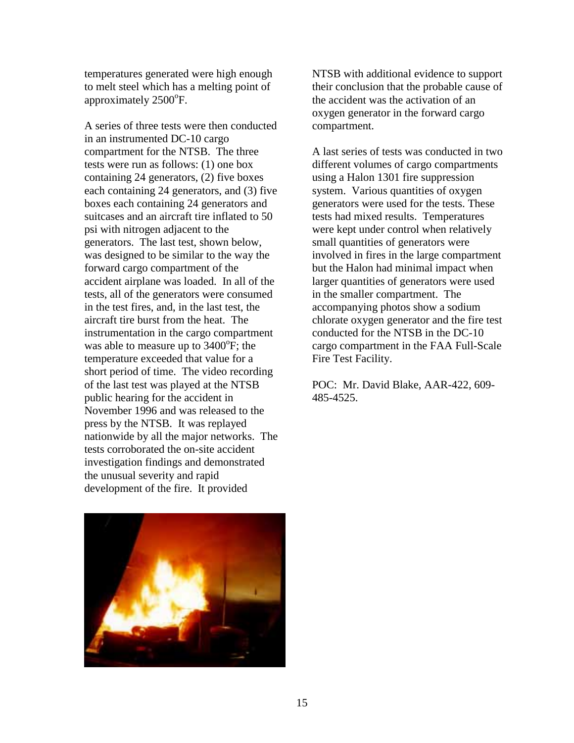temperatures generated were high enough to melt steel which has a melting point of approximately 2500°F.

A series of three tests were then conducted in an instrumented DC-10 cargo compartment for the NTSB. The three tests were run as follows: (1) one box containing 24 generators, (2) five boxes each containing 24 generators, and (3) five boxes each containing 24 generators and suitcases and an aircraft tire inflated to 50 psi with nitrogen adjacent to the generators. The last test, shown below, was designed to be similar to the way the forward cargo compartment of the accident airplane was loaded. In all of the tests, all of the generators were consumed in the test fires, and, in the last test, the aircraft tire burst from the heat. The instrumentation in the cargo compartment was able to measure up to 3400°F; the temperature exceeded that value for a short period of time. The video recording of the last test was played at the NTSB public hearing for the accident in November 1996 and was released to the press by the NTSB. It was replayed nationwide by all the major networks. The tests corroborated the on-site accident investigation findings and demonstrated the unusual severity and rapid development of the fire. It provided NTSB with additional evidence to support their conclusion that the probable cause of the accident was the activation of an oxygen generator in the forward cargo compartment.

A last series of tests was conducted in two different volumes of cargo compartments using a Halon 1301 fire suppression system. Various quantities of oxygen generators were used for the tests. These tests had mixed results. Temperatures were kept under control when relatively small quantities of generators were involved in fires in the large compartment but the Halon had minimal impact when larger quantities of generators were used in the smaller compartment. The accompanying photos show a sodium chlorate oxygen generator and the fire test conducted for the NTSB in the DC-10 cargo compartment in the FAA Full-Scale Fire Test Facility.

POC: Mr. David Blake, AAR-422, 609-485-4525.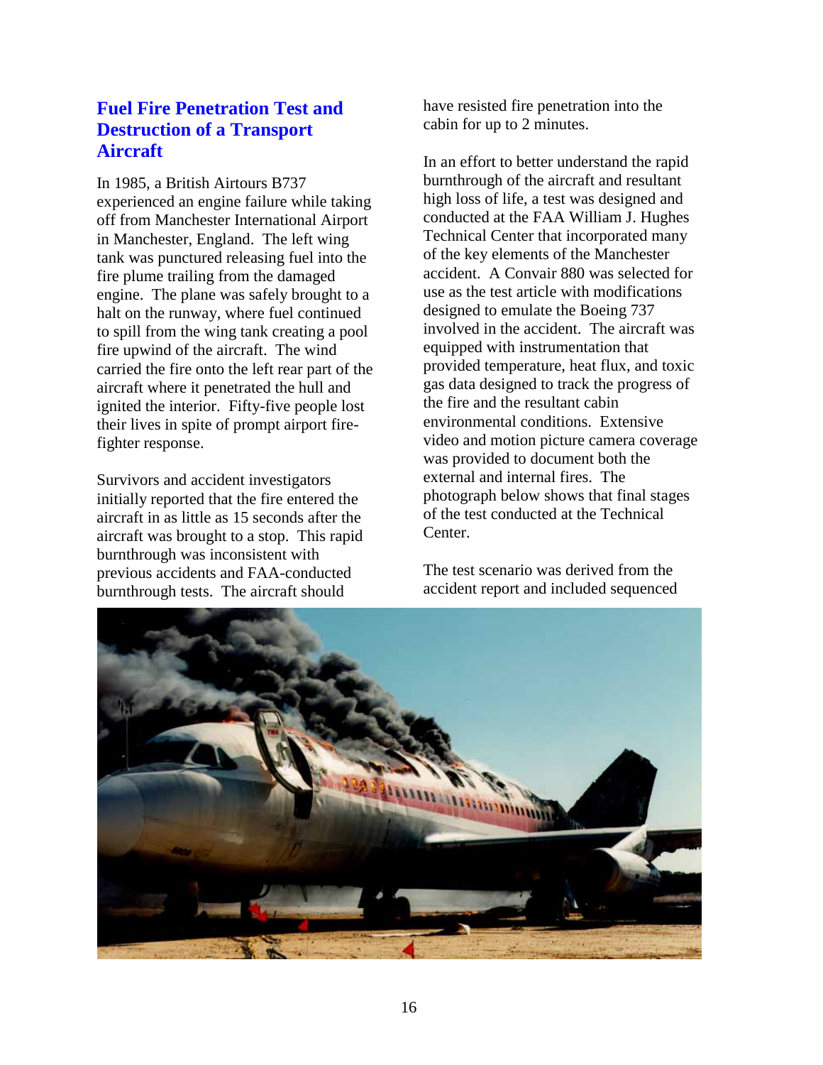## Fuel Fire Penetration Test and Destruction of a Transport Aircraft

In 1985, a British Airtours B737 experienced an engine failure while taking off from Manchester International Airport in Manchester, England. The left wing tank was punctured releasing fuel into the fire plume trailing from the damaged engine. The plane was safely brought to a halt on the runway, where fuel continued to spill from the wing tank creating a pool fire upwind of the aircraft. The wind carried the fire onto the left rear part of the aircraft where it penetrated the hull and ignited the interior. Fifty-five people lost their lives in spite of prompt airport fire-fighter response.

Survivors and accident investigators initially reported that the fire entered the aircraft in as little as 15 seconds after the aircraft was brought to a stop. This rapid burnthrough was inconsistent with previous accidents and FAA-conducted burnthrough tests. The aircraft should have resisted fire penetration into the cabin for up to 2 minutes.

In an effort to better understand the rapid burnthrough of the aircraft and resultant high loss of life, a test was designed and conducted at the FAA William J. Hughes Technical Center that incorporated many of the key elements of the Manchester accident. A Convair 880 was selected for use as the test article with modifications designed to emulate the Boeing 737 involved in the accident. The aircraft was equipped with instrumentation that provided temperature, heat flux, and toxic gas data designed to track the progress of the fire and the resultant cabin environmental conditions. Extensive video and motion picture camera coverage was provided to document both the external and internal fires. The photograph below shows that final stages of the test conducted at the Technical Center.

The test scenario was derived from the accident report and included sequenced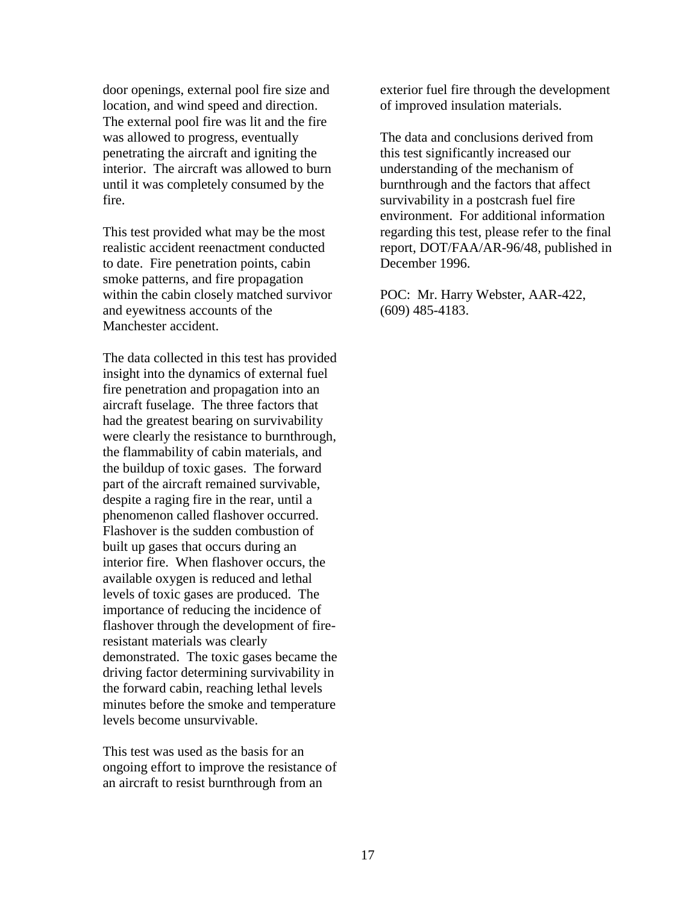door openings, external pool fire size and location, and wind speed and direction. The external pool fire was lit and the fire was allowed to progress, eventually penetrating the aircraft and igniting the interior. The aircraft was allowed to burn until it was completely consumed by the fire.

This test provided what may be the most realistic accident reenactment conducted to date. Fire penetration points, cabin smoke patterns, and fire propagation within the cabin closely matched survivor and eyewitness accounts of the Manchester accident.

The data collected in this test has provided insight into the dynamics of external fuel fire penetration and propagation into an aircraft fuselage. The three factors that had the greatest bearing on survivability were clearly the resistance to burnthrough, the flammability of cabin materials, and the buildup of toxic gases. The forward part of the aircraft remained survivable, despite a raging fire in the rear, until a phenomenon called flashover occurred. Flashover is the sudden combustion of built up gases that occurs during an interior fire. When flashover occurs, the available oxygen is reduced and lethal levels of toxic gases are produced. The importance of reducing the incidence of flashover through the development of fire-resistant materials was clearly demonstrated. The toxic gases became the driving factor determining survivability in the forward cabin, reaching lethal levels minutes before the smoke and temperature levels become unsurvivable.

This test was used as the basis for an ongoing effort to improve the resistance of an aircraft to resist burnthrough from an exterior fuel fire through the development of improved insulation materials.

The data and conclusions derived from this test significantly increased our understanding of the mechanism of burnthrough and the factors that affect survivability in a postcrash fuel fire environment. For additional information regarding this test, please refer to the final report, DOT/FAA/AR-96/48, published in December 1996.

POC: Mr. Harry Webster, AAR-422, (609) 485-4183.